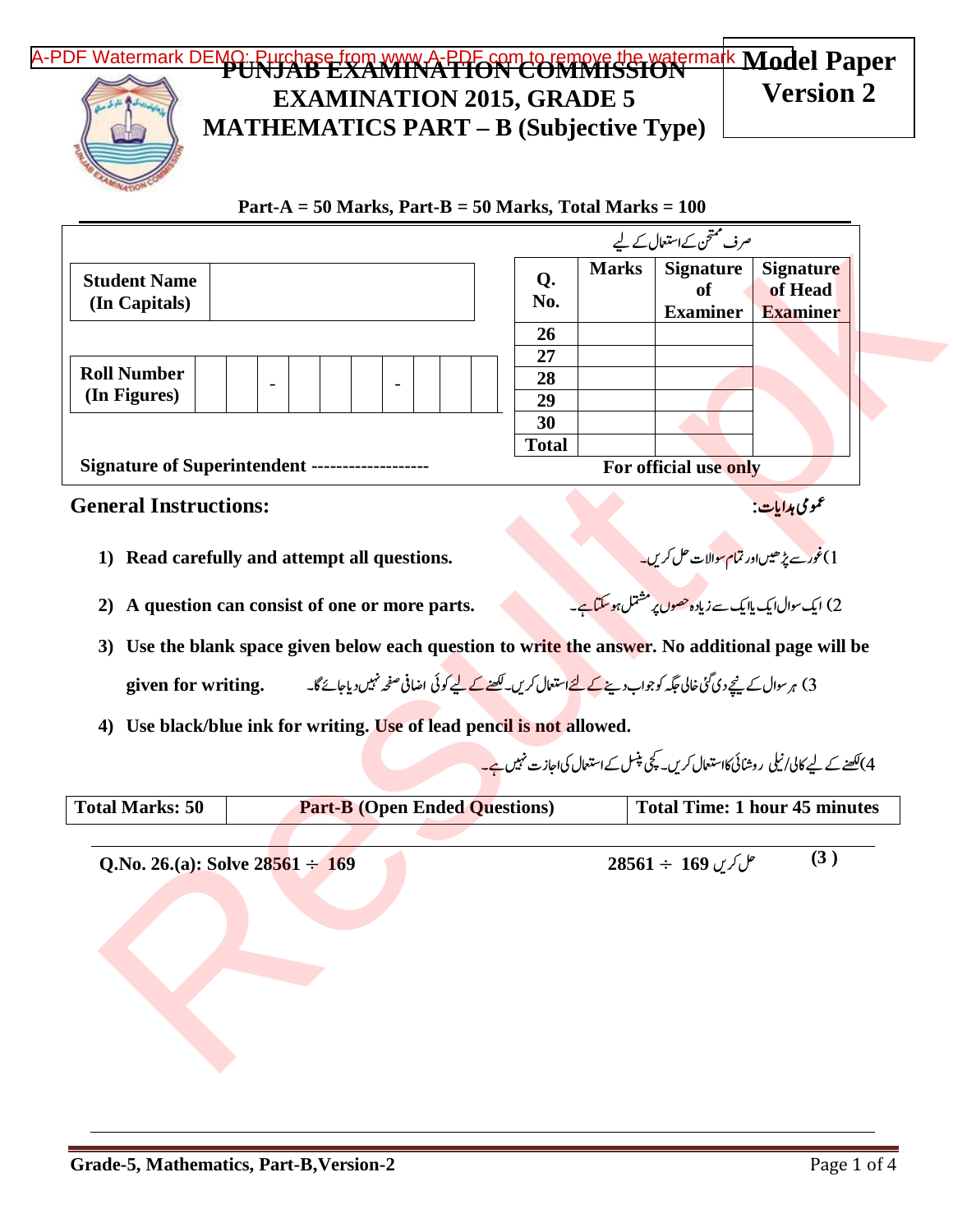# PUNJAB EXAMINATION COMMISSION
# EXAMINATION 2015, GRADE 5
# MATHEMATICS PART – B (Subjective Type)

**Model Paper Version 2**

**Part-A = 50 Marks, Part-B = 50 Marks, Total Marks = 100**

| Student Name (In Capitals) | |
|---|---|

| Roll Number (In Figures) | | | - | | | | - | | | |
|---|---|---|---|---|---|---|---|---|---|---|

**Signature of Superintendent -------------------**

صرف ممتحن کے استعمال کے لیے

| Q. No. | Marks | Signature of Examiner | Signature of Head Examiner |
|---|---|---|---|
| 26 | | | |
| 27 | | | |
| 28 | | | |
| 29 | | | |
| 30 | | | |
| Total | | | |

**For official use only**

## General Instructions:

عمومی ہدایات:

1) **Read carefully and attempt all questions.**
   1) غور سے پڑھیں اور تمام سوالات حل کریں۔
2) **A question can consist of one or more parts.**
   2) ایک سوال ایک یا ایک سے زیادہ حصوں پر مشتمل ہو سکتا ہے۔
3) **Use the blank space given below each question to write the answer. No additional page will be given for writing.**
   3) ہر سوال کے نیچے دی گئی خالی جگہ کو جواب دینے کے لئے استعمال کریں۔ لکھنے کے لیے کوئی اضافی صفحہ نہیں دیا جائے گا۔
4) **Use black/blue ink for writing. Use of lead pencil is not allowed.**
   4) لکھنے کے لیے کالی/نیلی روشنائی کا استعمال کریں۔ کچی پنسل کے استعمال کی اجازت نہیں ہے۔

| Total Marks: 50 | Part-B (Open Ended Questions) | Total Time: 1 hour 45 minutes |
|---|---|---|

**Q.No. 26.(a): Solve $28561 \div 169$** حل کریں $28561 \div 169$ **(3)**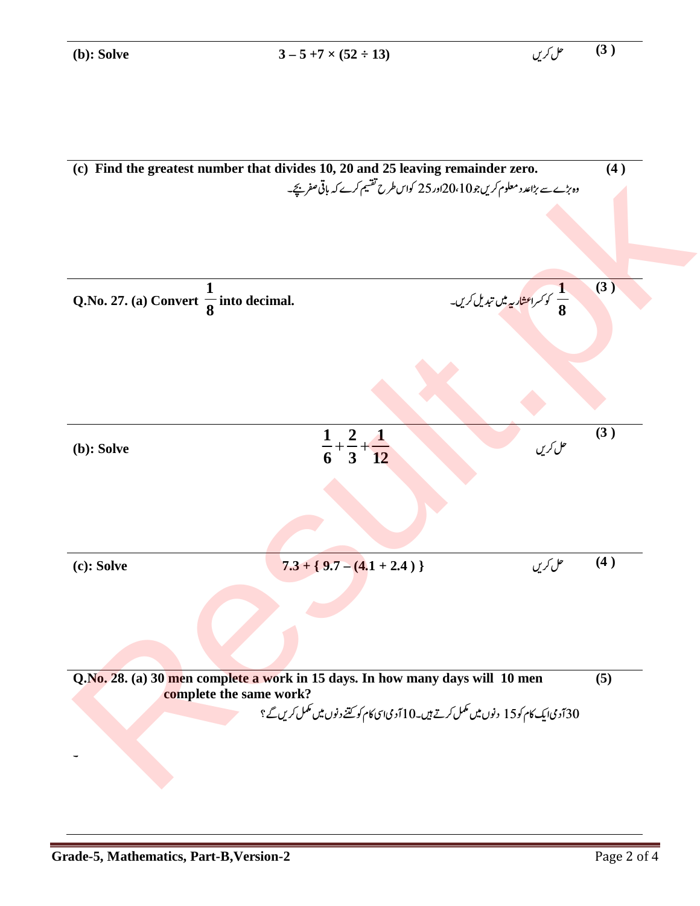**(b): Solve** $3 - 5 + 7 \times (52 \div 13)$ حل کریں **(3)**

**(c) Find the greatest number that divides 10, 20 and 25 leaving remainder zero.** **(4)**

وہ بڑے سے بڑا عدد معلوم کریں جو 10، 20 اور 25 کو اس طرح تقسیم کرے کہ باقی صفر بچے۔

**Q.No. 27. (a) Convert $\frac{1}{8}$ into decimal.** $\frac{1}{8}$ کو کسر اعشاریہ میں تبدیل کریں۔ **(3)**

**(b): Solve** $\frac{1}{6} + \frac{2}{3} + \frac{1}{12}$ حل کریں **(3)**

**(c): Solve** $7.3 + \{ 9.7 - (4.1 + 2.4) \}$ حل کریں **(4)**

**Q.No. 28. (a) 30 men complete a work in 15 days. In how many days will 10 men complete the same work?** **(5)**

30 آدمی ایک کام کو 15 دنوں میں مکمل کرتے ہیں۔ 10 آدمی اسی کام کو کتنے دنوں میں مکمل کریں گے؟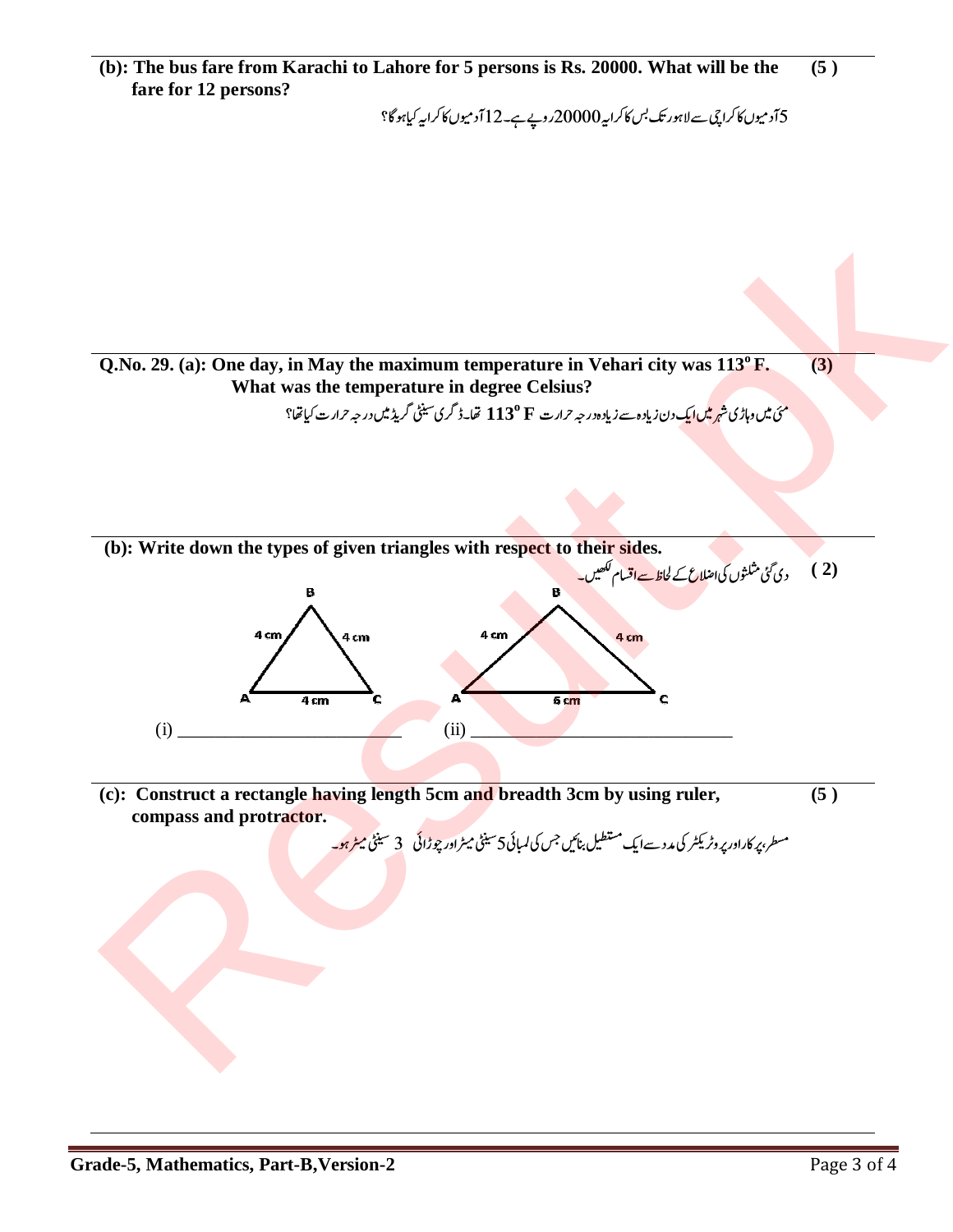**(b): The bus fare from Karachi to Lahore for 5 persons is Rs. 20000. What will be the fare for 12 persons?** **(5)**

5آدمیوں کا کراچی سے لاہور تک بس کا کرایہ 20000 روپے ہے۔ 12 آدمیوں کا کرایہ کیا ہوگا؟

**Q.No. 29. (a): One day, in May the maximum temperature in Vehari city was $113^{o}$F. What was the temperature in degree Celsius?** **(3)**

مئی میں وہاڑی شہر میں ایک دن زیادہ سے زیادہ درجہ حرارت $113^{o}$ F تھا۔ ڈگری سینٹی گریڈ میں درجہ حرارت کیا تھا؟

**(b): Write down the types of given triangles with respect to their sides.** **(2)**

دی گئی مثلثوں کی اضلاع کے لحاظ سے اقسام لکھیں۔

Triangle ABC: AB = 4 cm, BC = 4 cm, AC = 4 cm

Triangle ABC: AB = 4 cm, BC = 4 cm, AC = 6 cm

(i) ________________________ (ii) ____________________________

**(c): Construct a rectangle having length 5cm and breadth 3cm by using ruler, compass and protractor.** **(5)**

مسطر، پرکار اور پروٹریکٹر کی مدد سے ایک مستطیل بنائیں جس کی لمبائی 5 سینٹی میٹر اور چوڑائی 3 سینٹی میٹر ہو۔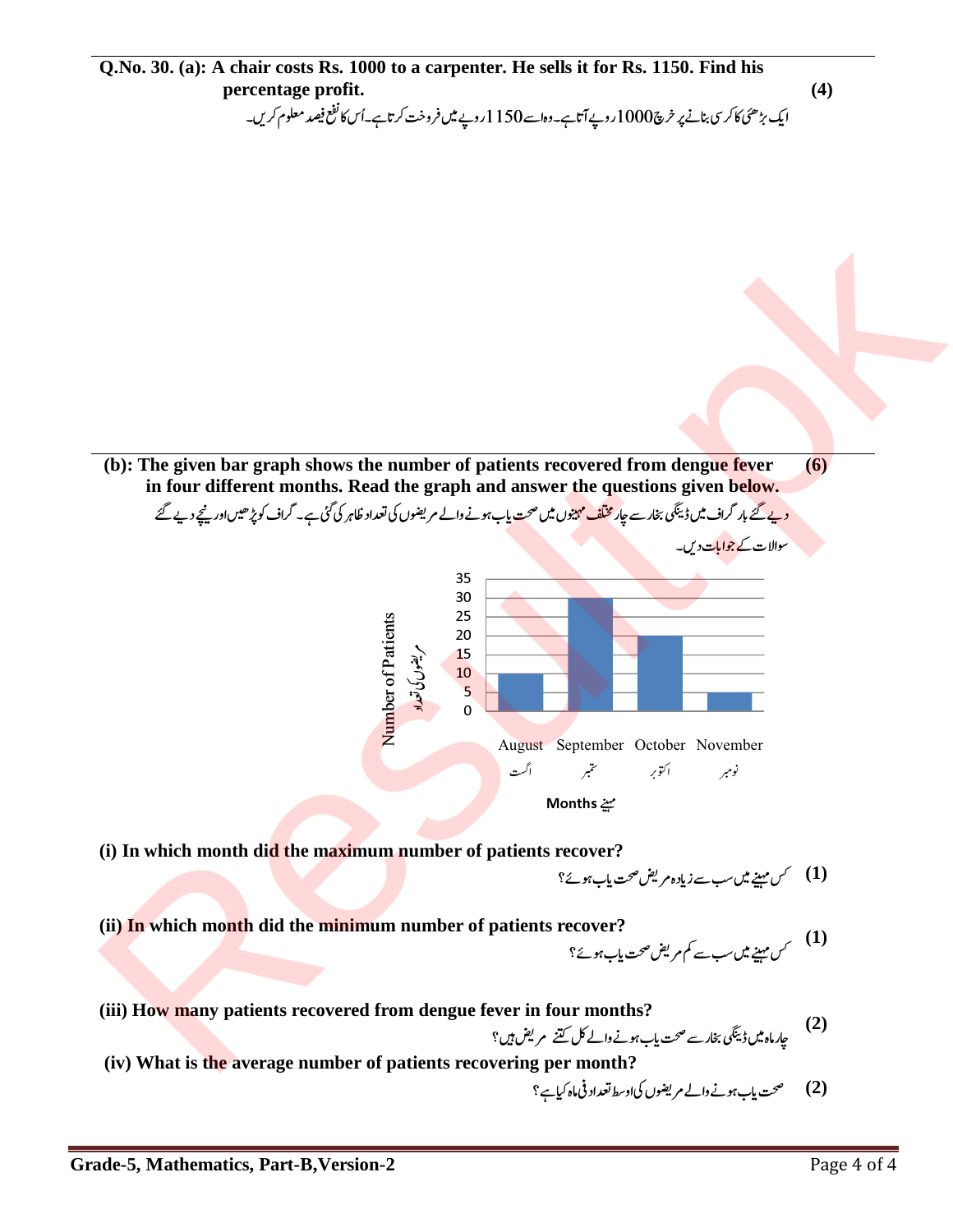**Q.No. 30. (a): A chair costs Rs. 1000 to a carpenter. He sells it for Rs. 1150. Find his percentage profit.** **(4)**

ایک بڑھئی کا کرسی بنانے پر خرچ 1000 روپے آتا ہے۔ وہ اسے 1150 روپے میں فروخت کرتا ہے۔ اُس کا نفع فیصد معلوم کریں۔

**(b): The given bar graph shows the number of patients recovered from dengue fever in four different months. Read the graph and answer the questions given below.** **(6)**

دیے گئے بار گراف میں ڈینگی بخار سے چار مختلف مہینوں میں صحت یاب ہونے والے مریضوں کی تعداد ظاہر کی گئی ہے۔ گراف کو پڑھیں اور نیچے دیے گئے سوالات کے جوابات دیں۔

Number of Patients مریضوں کی تعداد

35
30
25
20
15
10
5
0

August اگست
September ستمبر
October اکتوبر
November نومبر

Months مہینے

**(i) In which month did the maximum number of patients recover?** **(1)**

کس مہینے میں سب سے زیادہ مریض صحت یاب ہوئے؟

**(ii) In which month did the minimum number of patients recover?** **(1)**

کس مہینے میں سب سے کم مریض صحت یاب ہوئے؟

**(iii) How many patients recovered from dengue fever in four months?** **(2)**

چار ماہ میں ڈینگی بخار سے صحت یاب ہونے والے کل کتنے مریض ہیں؟

**(iv) What is the average number of patients recovering per month?** **(2)**

صحت یاب ہونے والے مریضوں کی اوسط تعداد فی ماہ کیا ہے؟